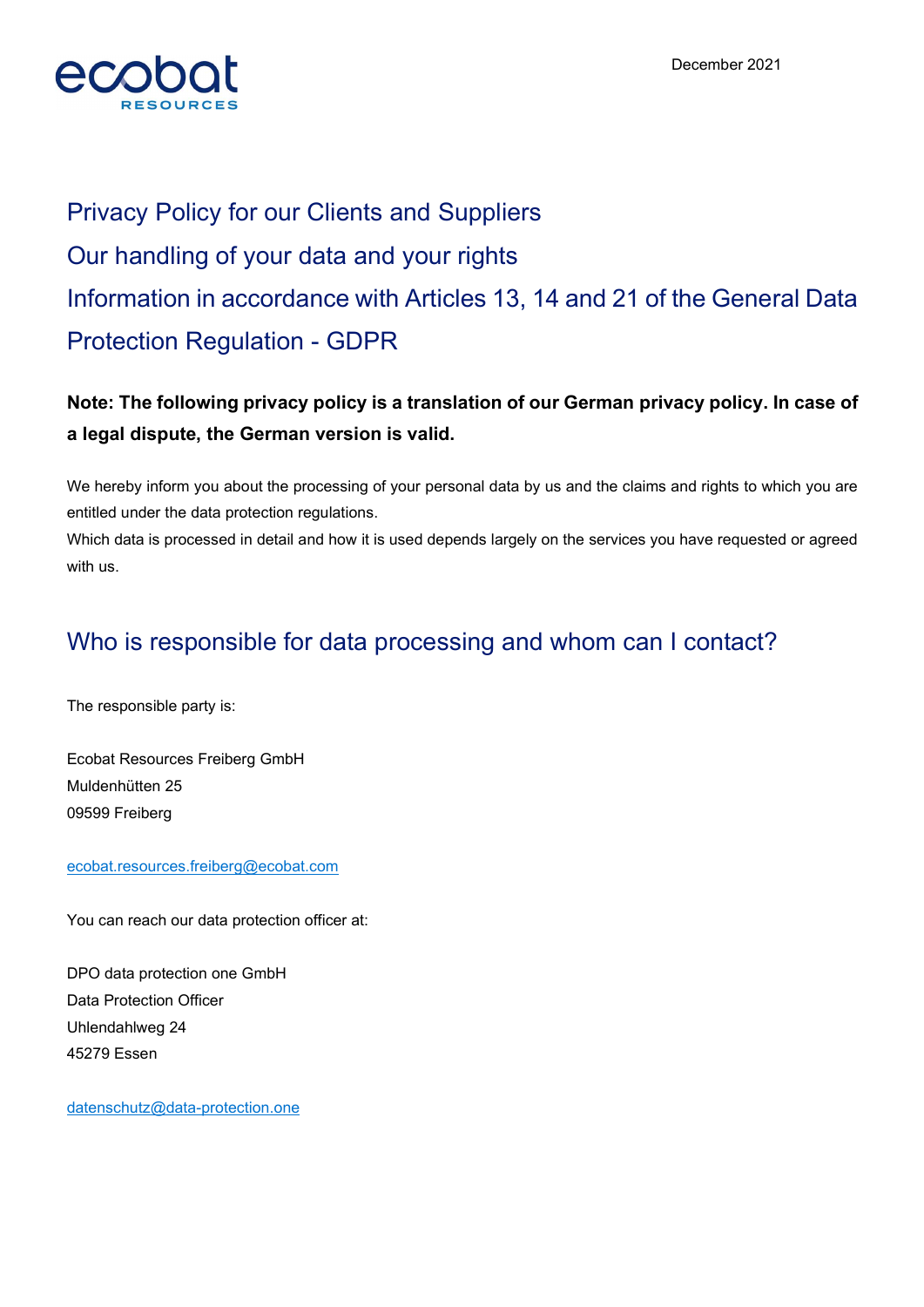December 2021

# Privacy Policy for our Clients and Suppliers

# Our handling of your data and your rights

# Information in accordance with Articles 13, 14 and 21 of the General Data Protection Regulation - GDPR

**Note: The following privacy policy is a translation of our German privacy policy. In case of a legal dispute, the German version is valid.**

We hereby inform you about the processing of your personal data by us and the claims and rights to which you are entitled under the data protection regulations.
Which data is processed in detail and how it is used depends largely on the services you have requested or agreed with us.

## Who is responsible for data processing and whom can I contact?

The responsible party is:

Ecobat Resources Freiberg GmbH
Muldenhütten 25
09599 Freiberg

ecobat.resources.freiberg@ecobat.com

You can reach our data protection officer at:

DPO data protection one GmbH
Data Protection Officer
Uhlendahlweg 24
45279 Essen

datenschutz@data-protection.one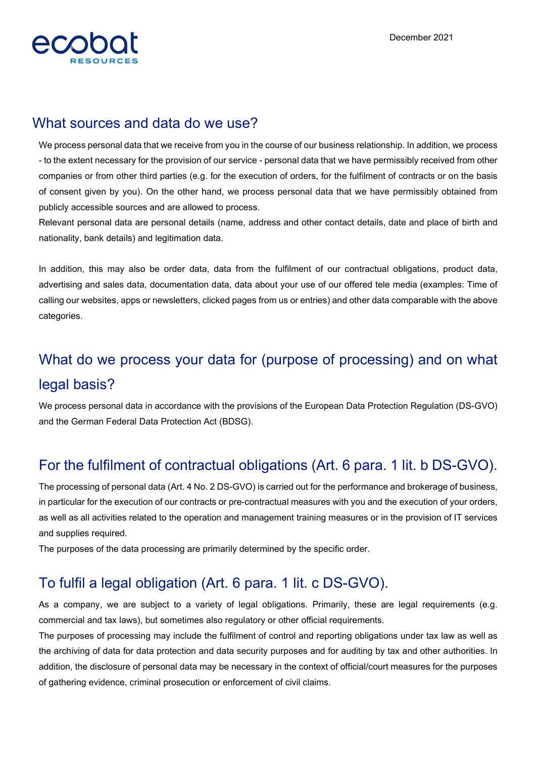## What sources and data do we use?

We process personal data that we receive from you in the course of our business relationship. In addition, we process - to the extent necessary for the provision of our service - personal data that we have permissibly received from other companies or from other third parties (e.g. for the execution of orders, for the fulfilment of contracts or on the basis of consent given by you). On the other hand, we process personal data that we have permissibly obtained from publicly accessible sources and are allowed to process.

Relevant personal data are personal details (name, address and other contact details, date and place of birth and nationality, bank details) and legitimation data.

In addition, this may also be order data, data from the fulfilment of our contractual obligations, product data, advertising and sales data, documentation data, data about your use of our offered tele media (examples: Time of calling our websites, apps or newsletters, clicked pages from us or entries) and other data comparable with the above categories.

## What do we process your data for (purpose of processing) and on what legal basis?

We process personal data in accordance with the provisions of the European Data Protection Regulation (DS-GVO) and the German Federal Data Protection Act (BDSG).

## For the fulfilment of contractual obligations (Art. 6 para. 1 lit. b DS-GVO).

The processing of personal data (Art. 4 No. 2 DS-GVO) is carried out for the performance and brokerage of business, in particular for the execution of our contracts or pre-contractual measures with you and the execution of your orders, as well as all activities related to the operation and management training measures or in the provision of IT services and supplies required.

The purposes of the data processing are primarily determined by the specific order.

## To fulfil a legal obligation (Art. 6 para. 1 lit. c DS-GVO).

As a company, we are subject to a variety of legal obligations. Primarily, these are legal requirements (e.g. commercial and tax laws), but sometimes also regulatory or other official requirements.

The purposes of processing may include the fulfilment of control and reporting obligations under tax law as well as the archiving of data for data protection and data security purposes and for auditing by tax and other authorities. In addition, the disclosure of personal data may be necessary in the context of official/court measures for the purposes of gathering evidence, criminal prosecution or enforcement of civil claims.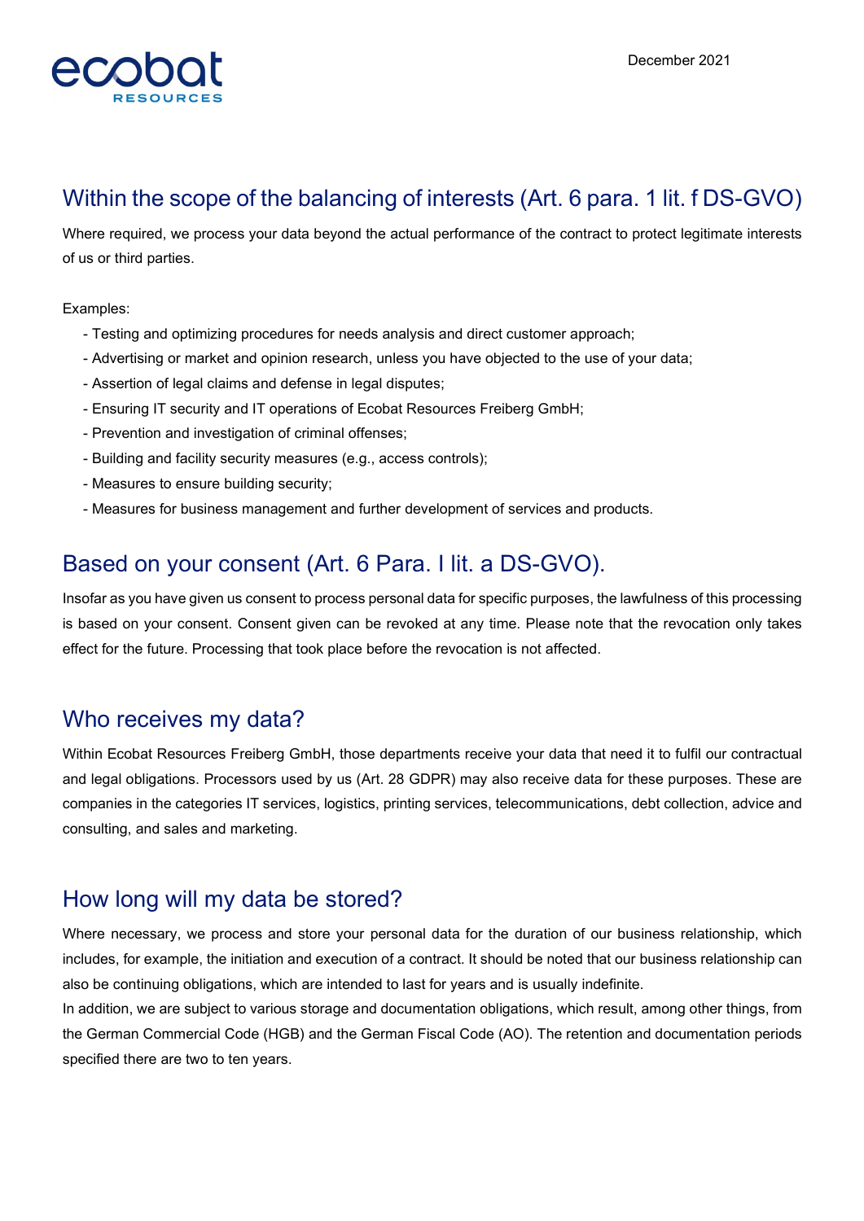## Within the scope of the balancing of interests (Art. 6 para. 1 lit. f DS-GVO)

Where required, we process your data beyond the actual performance of the contract to protect legitimate interests of us or third parties.

Examples:

- Testing and optimizing procedures for needs analysis and direct customer approach;
- Advertising or market and opinion research, unless you have objected to the use of your data;
- Assertion of legal claims and defense in legal disputes;
- Ensuring IT security and IT operations of Ecobat Resources Freiberg GmbH;
- Prevention and investigation of criminal offenses;
- Building and facility security measures (e.g., access controls);
- Measures to ensure building security;
- Measures for business management and further development of services and products.

## Based on your consent (Art. 6 Para. I lit. a DS-GVO).

Insofar as you have given us consent to process personal data for specific purposes, the lawfulness of this processing is based on your consent. Consent given can be revoked at any time. Please note that the revocation only takes effect for the future. Processing that took place before the revocation is not affected.

## Who receives my data?

Within Ecobat Resources Freiberg GmbH, those departments receive your data that need it to fulfil our contractual and legal obligations. Processors used by us (Art. 28 GDPR) may also receive data for these purposes. These are companies in the categories IT services, logistics, printing services, telecommunications, debt collection, advice and consulting, and sales and marketing.

## How long will my data be stored?

Where necessary, we process and store your personal data for the duration of our business relationship, which includes, for example, the initiation and execution of a contract. It should be noted that our business relationship can also be continuing obligations, which are intended to last for years and is usually indefinite.

In addition, we are subject to various storage and documentation obligations, which result, among other things, from the German Commercial Code (HGB) and the German Fiscal Code (AO). The retention and documentation periods specified there are two to ten years.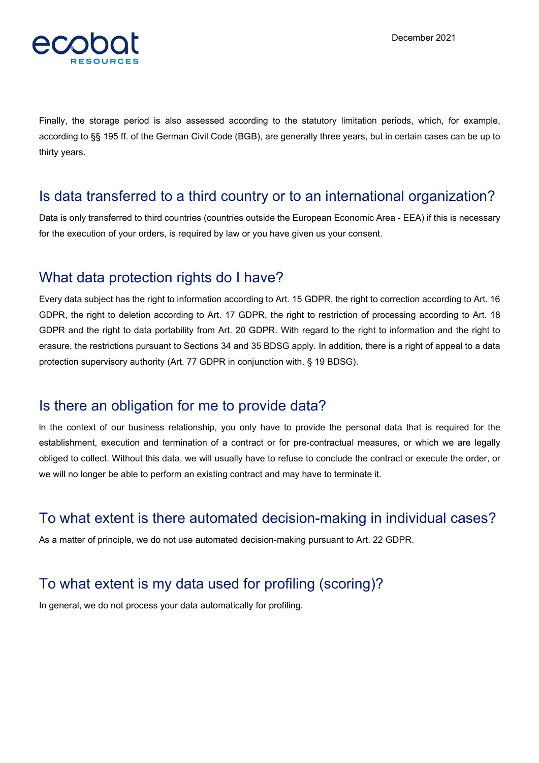Finally, the storage period is also assessed according to the statutory limitation periods, which, for example, according to §§ 195 ff. of the German Civil Code (BGB), are generally three years, but in certain cases can be up to thirty years.

## Is data transferred to a third country or to an international organization?

Data is only transferred to third countries (countries outside the European Economic Area - EEA) if this is necessary for the execution of your orders, is required by law or you have given us your consent.

## What data protection rights do I have?

Every data subject has the right to information according to Art. 15 GDPR, the right to correction according to Art. 16 GDPR, the right to deletion according to Art. 17 GDPR, the right to restriction of processing according to Art. 18 GDPR and the right to data portability from Art. 20 GDPR. With regard to the right to information and the right to erasure, the restrictions pursuant to Sections 34 and 35 BDSG apply. In addition, there is a right of appeal to a data protection supervisory authority (Art. 77 GDPR in conjunction with. § 19 BDSG).

## Is there an obligation for me to provide data?

In the context of our business relationship, you only have to provide the personal data that is required for the establishment, execution and termination of a contract or for pre-contractual measures, or which we are legally obliged to collect. Without this data, we will usually have to refuse to conclude the contract or execute the order, or we will no longer be able to perform an existing contract and may have to terminate it.

## To what extent is there automated decision-making in individual cases?

As a matter of principle, we do not use automated decision-making pursuant to Art. 22 GDPR.

## To what extent is my data used for profiling (scoring)?

In general, we do not process your data automatically for profiling.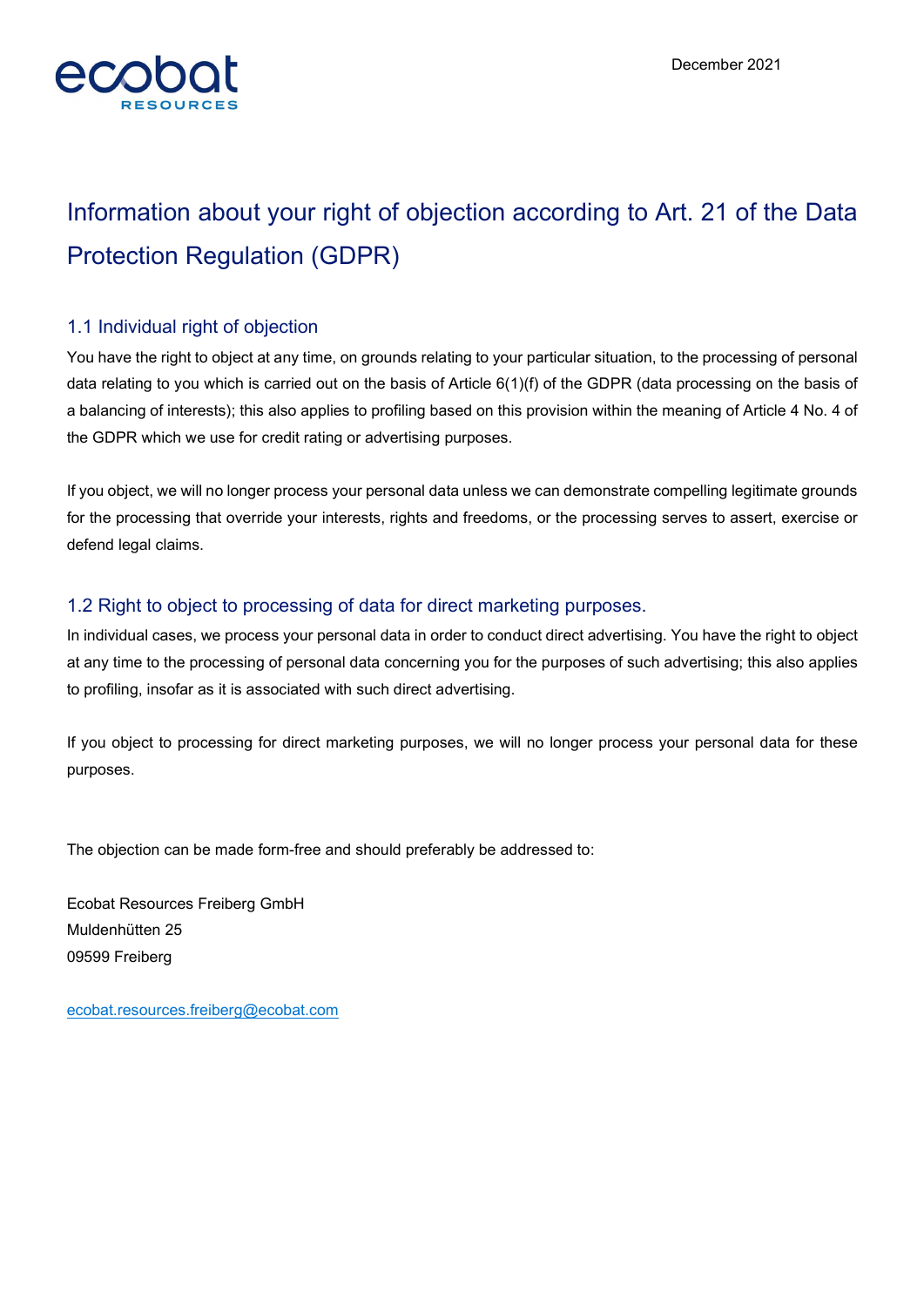December 2021

# Information about your right of objection according to Art. 21 of the Data Protection Regulation (GDPR)

## 1.1 Individual right of objection

You have the right to object at any time, on grounds relating to your particular situation, to the processing of personal data relating to you which is carried out on the basis of Article 6(1)(f) of the GDPR (data processing on the basis of a balancing of interests); this also applies to profiling based on this provision within the meaning of Article 4 No. 4 of the GDPR which we use for credit rating or advertising purposes.

If you object, we will no longer process your personal data unless we can demonstrate compelling legitimate grounds for the processing that override your interests, rights and freedoms, or the processing serves to assert, exercise or defend legal claims.

## 1.2 Right to object to processing of data for direct marketing purposes.

In individual cases, we process your personal data in order to conduct direct advertising. You have the right to object at any time to the processing of personal data concerning you for the purposes of such advertising; this also applies to profiling, insofar as it is associated with such direct advertising.

If you object to processing for direct marketing purposes, we will no longer process your personal data for these purposes.

The objection can be made form-free and should preferably be addressed to:

Ecobat Resources Freiberg GmbH
Muldenhütten 25
09599 Freiberg

ecobat.resources.freiberg@ecobat.com